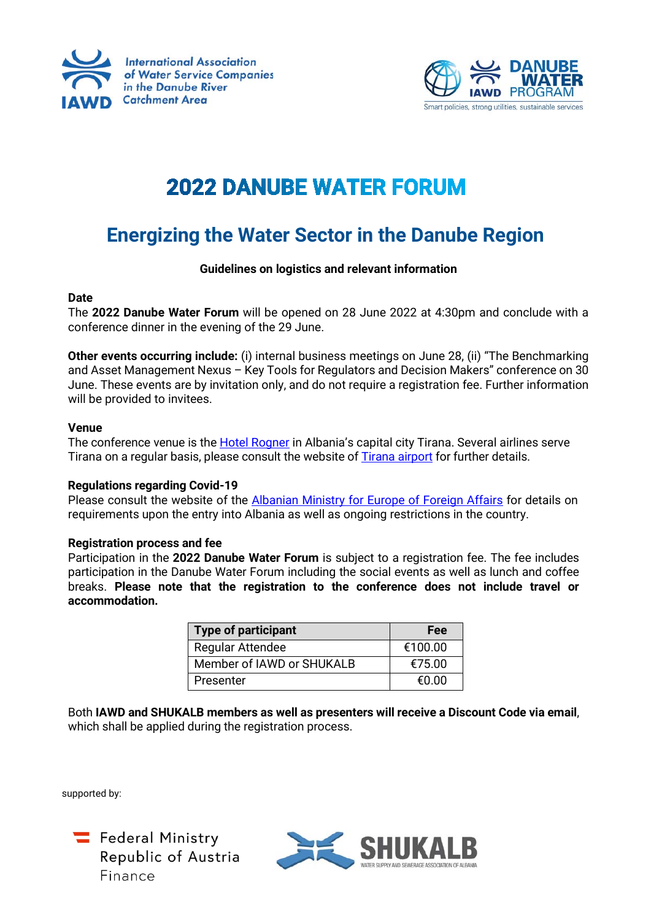International Association of Water Service Companies in the Danube River Catchment Area

IAWD

DANUBE WATER PROGRAM

Smart policies, strong utilities, sustainable services

# 2022 DANUBE WATER FORUM

## Energizing the Water Sector in the Danube Region

**Guidelines on logistics and relevant information**

**Date**

The **2022 Danube Water Forum** will be opened on 28 June 2022 at 4:30pm and conclude with a conference dinner in the evening of the 29 June.

**Other events occurring include:** (i) internal business meetings on June 28, (ii) "The Benchmarking and Asset Management Nexus – Key Tools for Regulators and Decision Makers" conference on 30 June. These events are by invitation only, and do not require a registration fee. Further information will be provided to invitees.

**Venue**

The conference venue is the Hotel Rogner in Albania's capital city Tirana. Several airlines serve Tirana on a regular basis, please consult the website of Tirana airport for further details.

**Regulations regarding Covid-19**

Please consult the website of the Albanian Ministry for Europe of Foreign Affairs for details on requirements upon the entry into Albania as well as ongoing restrictions in the country.

**Registration process and fee**

Participation in the **2022 Danube Water Forum** is subject to a registration fee. The fee includes participation in the Danube Water Forum including the social events as well as lunch and coffee breaks. **Please note that the registration to the conference does not include travel or accommodation.**

| Type of participant | Fee |
|---|---|
| Regular Attendee | €100.00 |
| Member of IAWD or SHUKALB | €75.00 |
| Presenter | €0.00 |

Both **IAWD and SHUKALB members as well as presenters will receive a Discount Code via email**, which shall be applied during the registration process.

supported by:

Federal Ministry Republic of Austria Finance

SHUKALB WATER SUPPLY AND SEWERAGE ASSOCIATION OF ALBANIA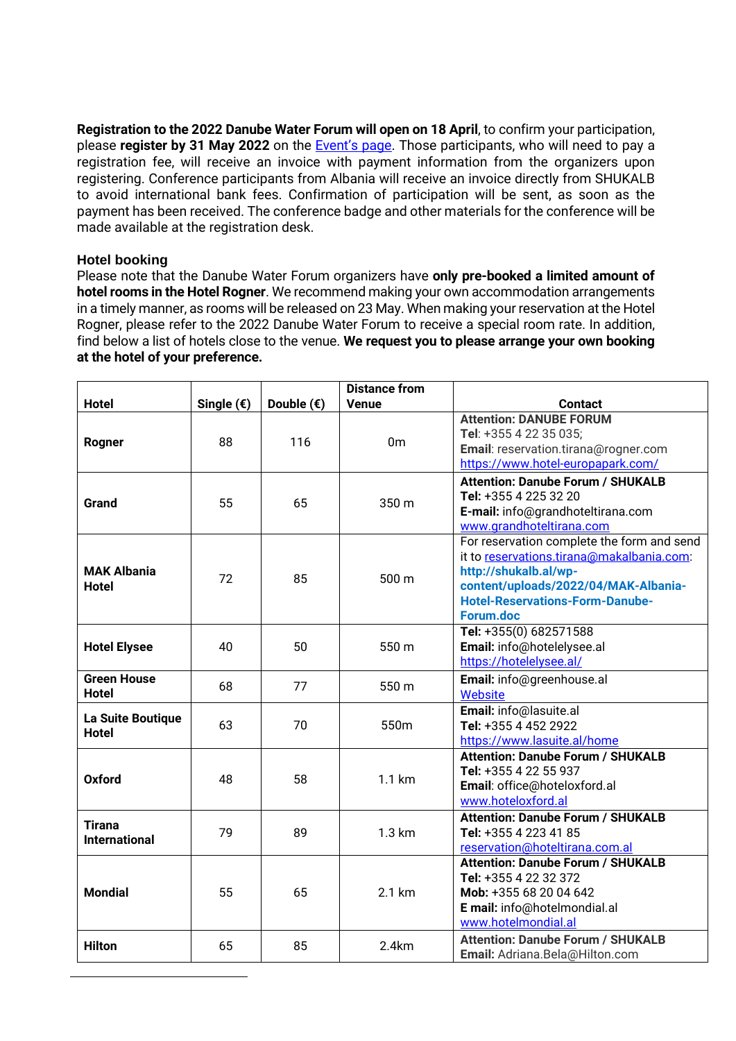**Registration to the 2022 Danube Water Forum will open on 18 April**, to confirm your participation, please **register by 31 May 2022** on the Event's page. Those participants, who will need to pay a registration fee, will receive an invoice with payment information from the organizers upon registering. Conference participants from Albania will receive an invoice directly from SHUKALB to avoid international bank fees. Confirmation of participation will be sent, as soon as the payment has been received. The conference badge and other materials for the conference will be made available at the registration desk.

### Hotel booking

Please note that the Danube Water Forum organizers have **only pre-booked a limited amount of hotel rooms in the Hotel Rogner**. We recommend making your own accommodation arrangements in a timely manner, as rooms will be released on 23 May. When making your reservation at the Hotel Rogner, please refer to the 2022 Danube Water Forum to receive a special room rate. In addition, find below a list of hotels close to the venue. **We request you to please arrange your own booking at the hotel of your preference.**

| Hotel | Single (€) | Double (€) | Distance from Venue | Contact |
|---|---|---|---|---|
| **Rogner** | 88 | 116 | 0m | **Attention: DANUBE FORUM** **Tel**: +355 4 22 35 035; **Email**: reservation.tirana@rogner.com https://www.hotel-europapark.com/ |
| **Grand** | 55 | 65 | 350 m | **Attention: Danube Forum / SHUKALB** **Tel:** +355 4 225 32 20 **E-mail:** info@grandhoteltirana.com www.grandhoteltirana.com |
| **MAK Albania Hotel** | 72 | 85 | 500 m | For reservation complete the form and send it to reservations.tirana@makalbania.com: **http://shukalb.al/wp-content/uploads/2022/04/MAK-Albania-Hotel-Reservations-Form-Danube-Forum.doc** |
| **Hotel Elysee** | 40 | 50 | 550 m | **Tel:** +355(0) 682571588 **Email:** info@hotelelysee.al https://hotelelysee.al/ |
| **Green House Hotel** | 68 | 77 | 550 m | **Email:** info@greenhouse.al Website |
| **La Suite Boutique Hotel** | 63 | 70 | 550m | **Email:** info@lasuite.al **Tel:** +355 4 452 2922 https://www.lasuite.al/home |
| **Oxford** | 48 | 58 | 1.1 km | **Attention: Danube Forum / SHUKALB** **Tel:** +355 4 22 55 937 **Email**: office@hoteloxford.al www.hoteloxford.al |
| **Tirana International** | 79 | 89 | 1.3 km | **Attention: Danube Forum / SHUKALB** **Tel:** +355 4 223 41 85 reservation@hoteltirana.com.al |
| **Mondial** | 55 | 65 | 2.1 km | **Attention: Danube Forum / SHUKALB** **Tel:** +355 4 22 32 372 **Mob:** +355 68 20 04 642 **E mail:** info@hotelmondial.al www.hotelmondial.al |
| **Hilton** | 65 | 85 | 2.4km | **Attention: Danube Forum / SHUKALB** **Email:** Adriana.Bela@Hilton.com |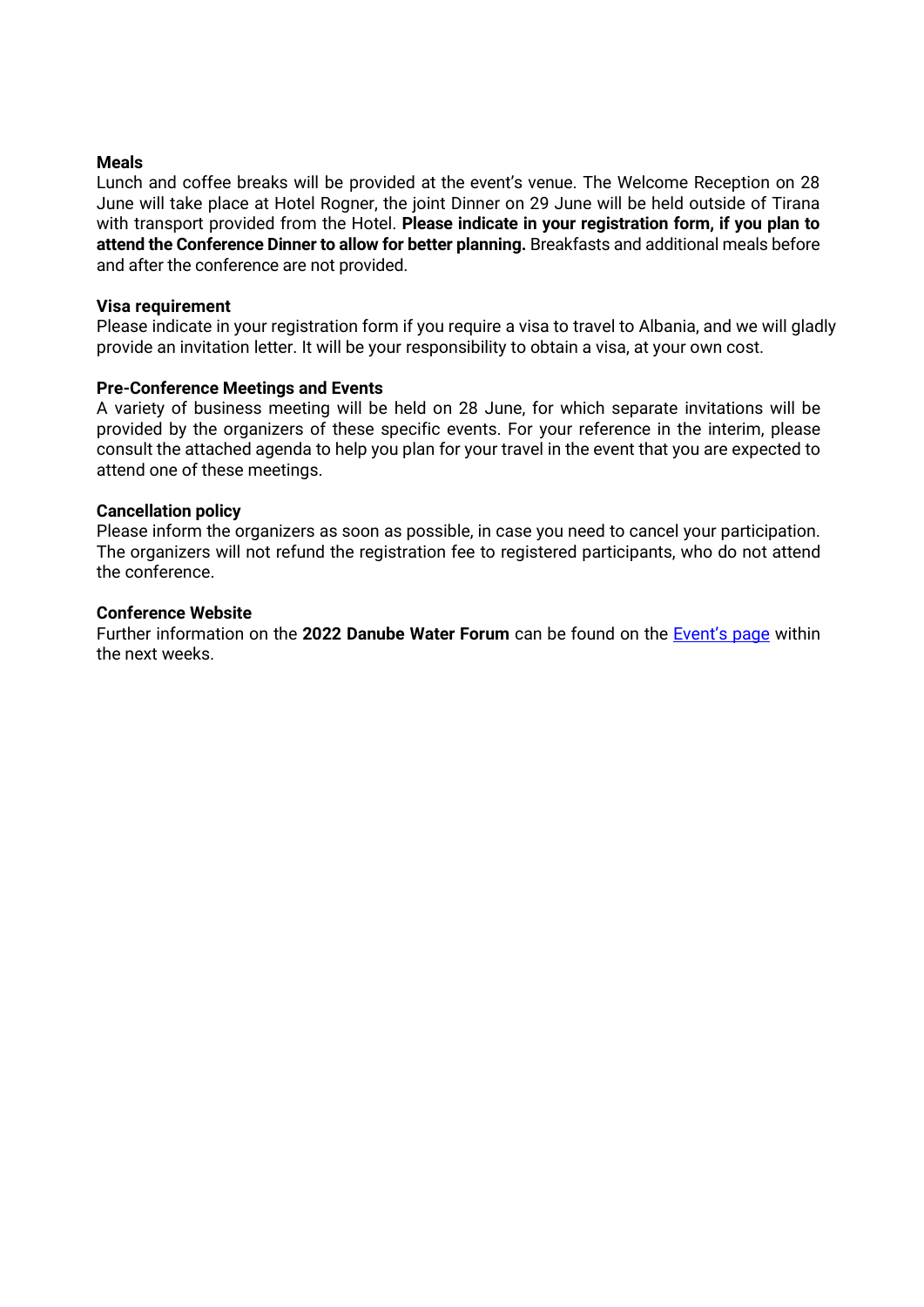**Meals**
Lunch and coffee breaks will be provided at the event's venue. The Welcome Reception on 28 June will take place at Hotel Rogner, the joint Dinner on 29 June will be held outside of Tirana with transport provided from the Hotel. **Please indicate in your registration form, if you plan to attend the Conference Dinner to allow for better planning.** Breakfasts and additional meals before and after the conference are not provided.

**Visa requirement**
Please indicate in your registration form if you require a visa to travel to Albania, and we will gladly provide an invitation letter. It will be your responsibility to obtain a visa, at your own cost.

**Pre-Conference Meetings and Events**
A variety of business meeting will be held on 28 June, for which separate invitations will be provided by the organizers of these specific events. For your reference in the interim, please consult the attached agenda to help you plan for your travel in the event that you are expected to attend one of these meetings.

**Cancellation policy**
Please inform the organizers as soon as possible, in case you need to cancel your participation. The organizers will not refund the registration fee to registered participants, who do not attend the conference.

**Conference Website**
Further information on the **2022 Danube Water Forum** can be found on the Event's page within the next weeks.